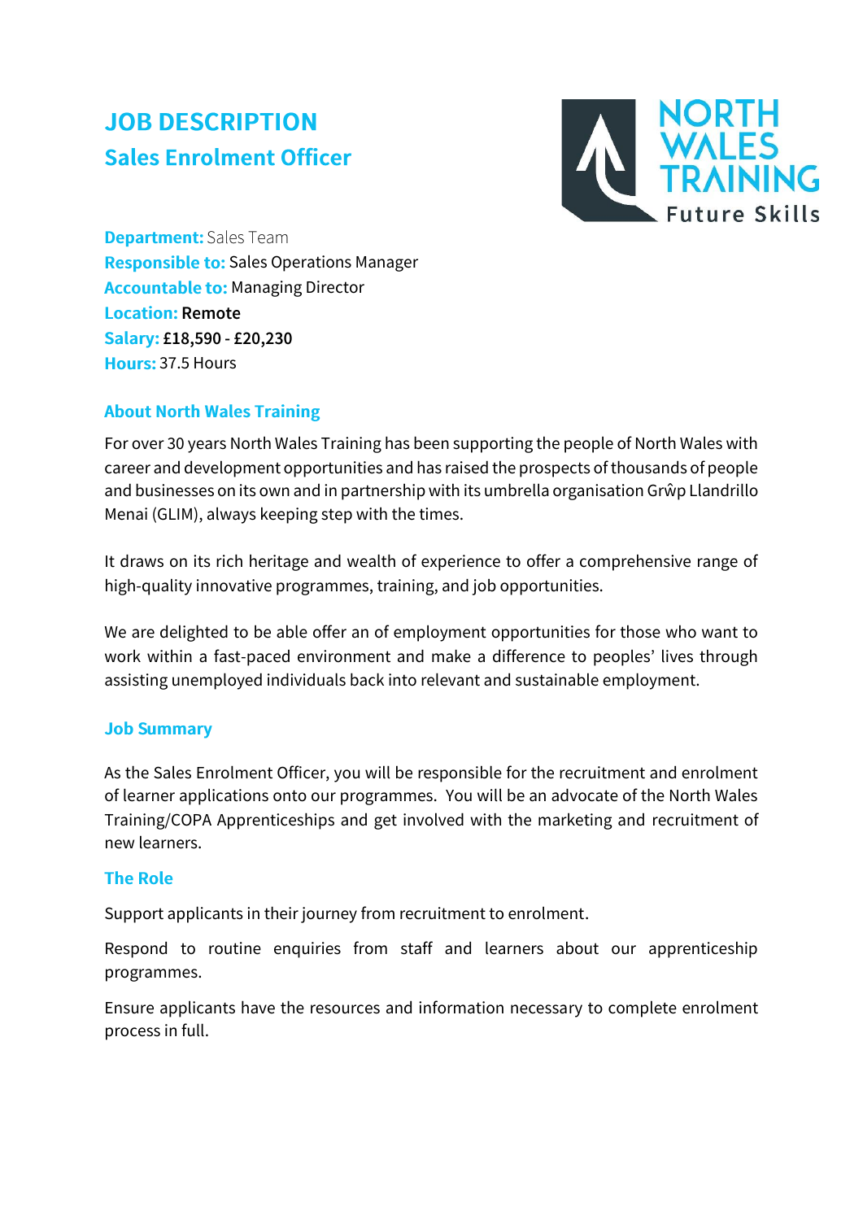# JOB DESCRIPTION

## Sales Enrolment Officer

**Department:** Sales Team
**Responsible to:** Sales Operations Manager
**Accountable to:** Managing Director
**Location:** Remote
**Salary:** £18,590 - £20,230
**Hours:** 37.5 Hours

### About North Wales Training

For over 30 years North Wales Training has been supporting the people of North Wales with career and development opportunities and has raised the prospects of thousands of people and businesses on its own and in partnership with its umbrella organisation Grŵp Llandrillo Menai (GLIM), always keeping step with the times.

It draws on its rich heritage and wealth of experience to offer a comprehensive range of high-quality innovative programmes, training, and job opportunities.

We are delighted to be able offer an of employment opportunities for those who want to work within a fast-paced environment and make a difference to peoples' lives through assisting unemployed individuals back into relevant and sustainable employment.

### Job Summary

As the Sales Enrolment Officer, you will be responsible for the recruitment and enrolment of learner applications onto our programmes. You will be an advocate of the North Wales Training/COPA Apprenticeships and get involved with the marketing and recruitment of new learners.

### The Role

Support applicants in their journey from recruitment to enrolment.

Respond to routine enquiries from staff and learners about our apprenticeship programmes.

Ensure applicants have the resources and information necessary to complete enrolment process in full.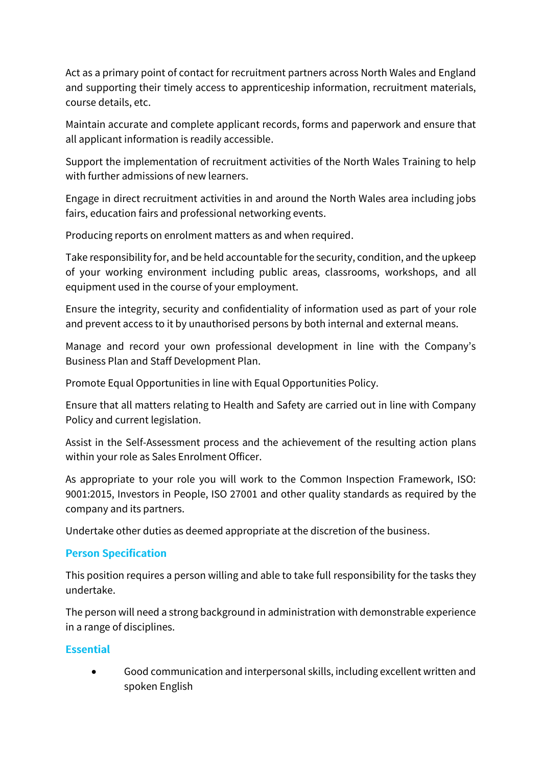Act as a primary point of contact for recruitment partners across North Wales and England and supporting their timely access to apprenticeship information, recruitment materials, course details, etc.

Maintain accurate and complete applicant records, forms and paperwork and ensure that all applicant information is readily accessible.

Support the implementation of recruitment activities of the North Wales Training to help with further admissions of new learners.

Engage in direct recruitment activities in and around the North Wales area including jobs fairs, education fairs and professional networking events.

Producing reports on enrolment matters as and when required.

Take responsibility for, and be held accountable for the security, condition, and the upkeep of your working environment including public areas, classrooms, workshops, and all equipment used in the course of your employment.

Ensure the integrity, security and confidentiality of information used as part of your role and prevent access to it by unauthorised persons by both internal and external means.

Manage and record your own professional development in line with the Company's Business Plan and Staff Development Plan.

Promote Equal Opportunities in line with Equal Opportunities Policy.

Ensure that all matters relating to Health and Safety are carried out in line with Company Policy and current legislation.

Assist in the Self-Assessment process and the achievement of the resulting action plans within your role as Sales Enrolment Officer.

As appropriate to your role you will work to the Common Inspection Framework, ISO: 9001:2015, Investors in People, ISO 27001 and other quality standards as required by the company and its partners.

Undertake other duties as deemed appropriate at the discretion of the business.

## Person Specification

This position requires a person willing and able to take full responsibility for the tasks they undertake.

The person will need a strong background in administration with demonstrable experience in a range of disciplines.

### Essential

- Good communication and interpersonal skills, including excellent written and spoken English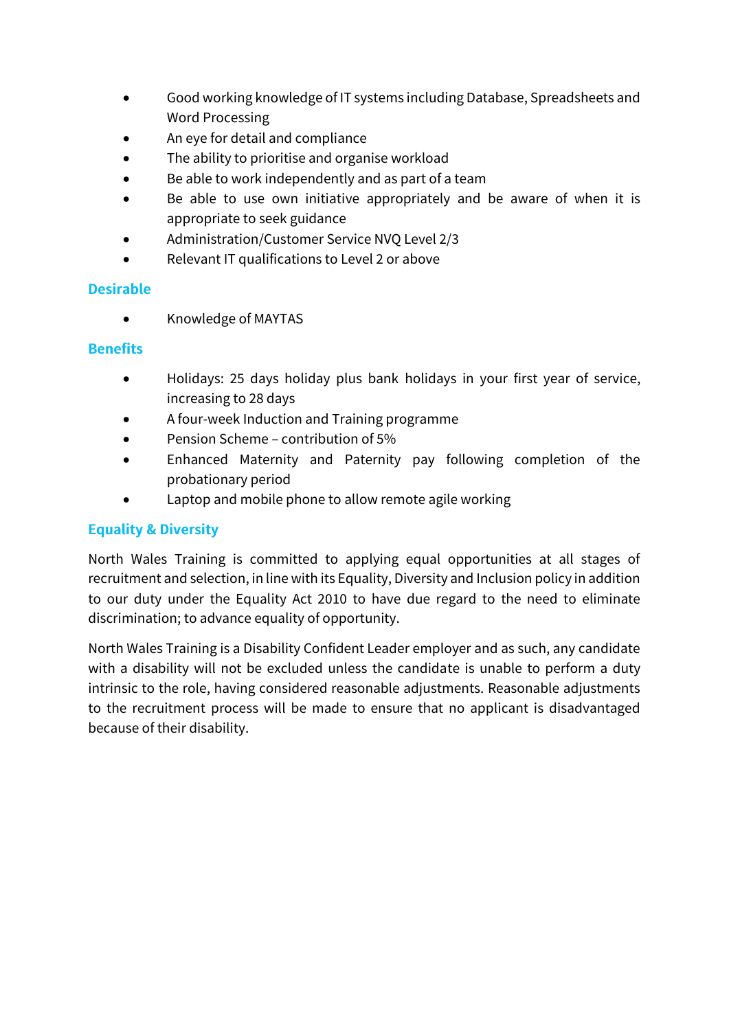- Good working knowledge of IT systems including Database, Spreadsheets and Word Processing
- An eye for detail and compliance
- The ability to prioritise and organise workload
- Be able to work independently and as part of a team
- Be able to use own initiative appropriately and be aware of when it is appropriate to seek guidance
- Administration/Customer Service NVQ Level 2/3
- Relevant IT qualifications to Level 2 or above

## Desirable

- Knowledge of MAYTAS

## Benefits

- Holidays: 25 days holiday plus bank holidays in your first year of service, increasing to 28 days
- A four-week Induction and Training programme
- Pension Scheme – contribution of 5%
- Enhanced Maternity and Paternity pay following completion of the probationary period
- Laptop and mobile phone to allow remote agile working

## Equality & Diversity

North Wales Training is committed to applying equal opportunities at all stages of recruitment and selection, in line with its Equality, Diversity and Inclusion policy in addition to our duty under the Equality Act 2010 to have due regard to the need to eliminate discrimination; to advance equality of opportunity.

North Wales Training is a Disability Confident Leader employer and as such, any candidate with a disability will not be excluded unless the candidate is unable to perform a duty intrinsic to the role, having considered reasonable adjustments. Reasonable adjustments to the recruitment process will be made to ensure that no applicant is disadvantaged because of their disability.